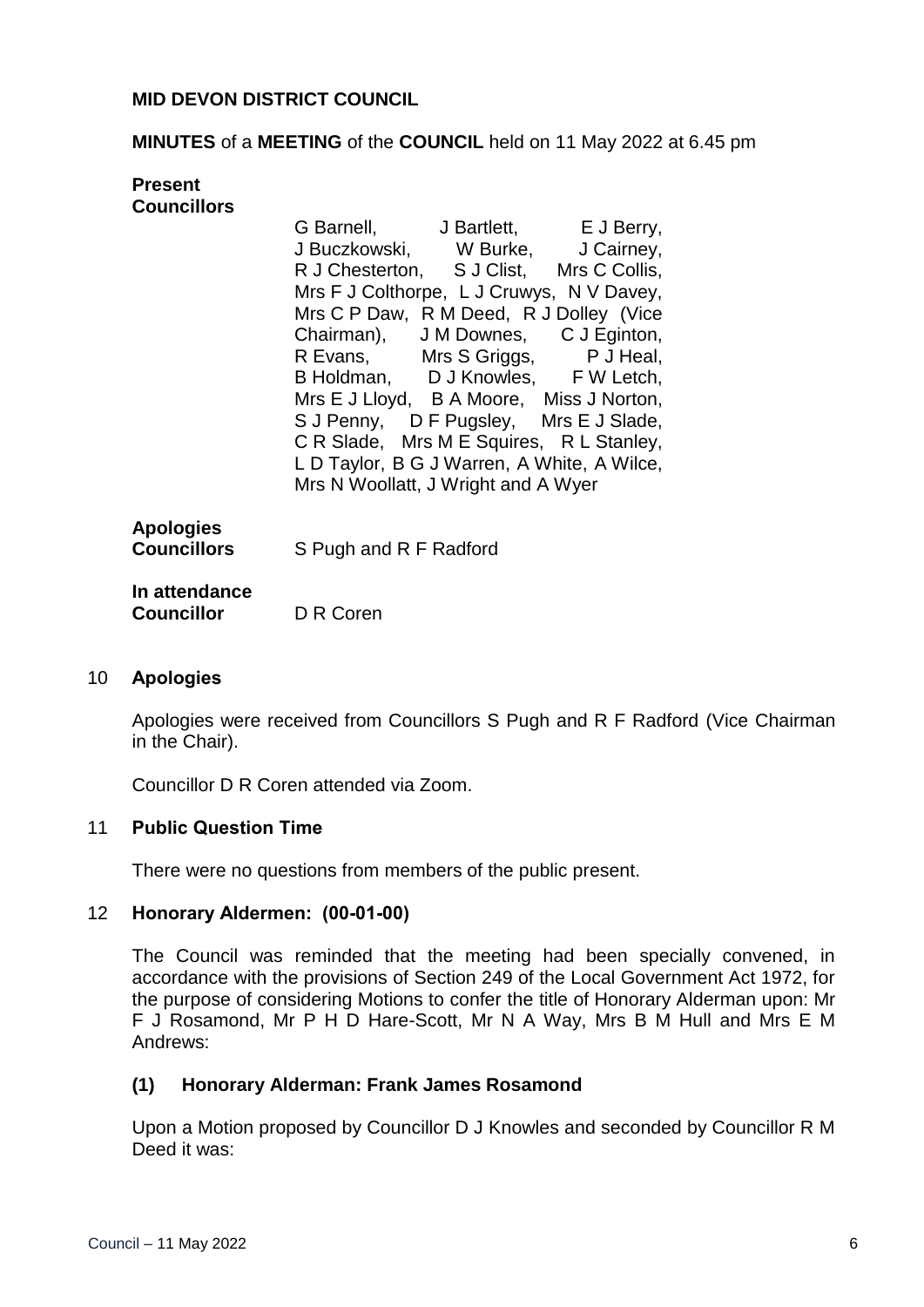**MID DEVON DISTRICT COUNCIL**

**MINUTES** of a **MEETING** of the **COUNCIL** held on 11 May 2022 at 6.45 pm

**Present Councillors**

G Barnell, J Bartlett, E J Berry, J Buczkowski, W Burke, J Cairney, R J Chesterton, S J Clist, Mrs C Collis, Mrs F J Colthorpe, L J Cruwys, N V Davey, Mrs C P Daw, R M Deed, R J Dolley (Vice Chairman), J M Downes, C J Eginton, R Evans, Mrs S Griggs, P J Heal, B Holdman, D J Knowles, F W Letch, Mrs E J Lloyd, B A Moore, Miss J Norton, S J Penny, D F Pugsley, Mrs E J Slade, C R Slade, Mrs M E Squires, R L Stanley, L D Taylor, B G J Warren, A White, A Wilce, Mrs N Woollatt, J Wright and A Wyer

**Apologies Councillors**

S Pugh and R F Radford

**In attendance Councillor**

D R Coren

## 10 Apologies

Apologies were received from Councillors S Pugh and R F Radford (Vice Chairman in the Chair).

Councillor D R Coren attended via Zoom.

## 11 Public Question Time

There were no questions from members of the public present.

## 12 Honorary Aldermen: (00-01-00)

The Council was reminded that the meeting had been specially convened, in accordance with the provisions of Section 249 of the Local Government Act 1972, for the purpose of considering Motions to confer the title of Honorary Alderman upon: Mr F J Rosamond, Mr P H D Hare-Scott, Mr N A Way, Mrs B M Hull and Mrs E M Andrews:

### (1) Honorary Alderman: Frank James Rosamond

Upon a Motion proposed by Councillor D J Knowles and seconded by Councillor R M Deed it was: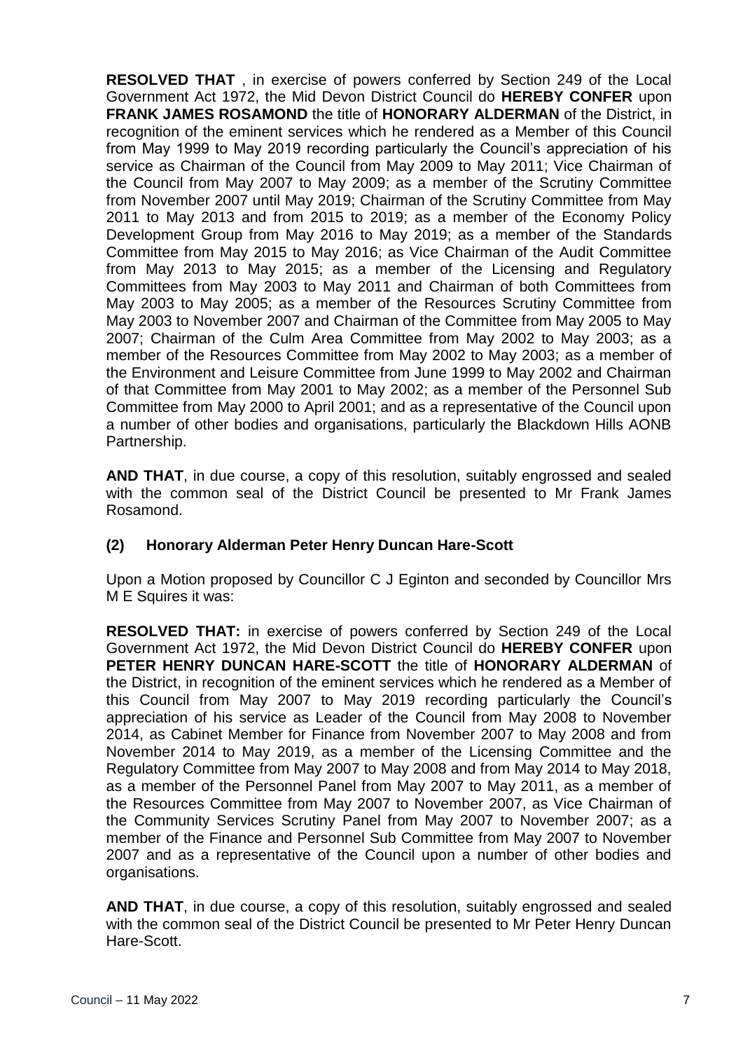**RESOLVED THAT** , in exercise of powers conferred by Section 249 of the Local Government Act 1972, the Mid Devon District Council do **HEREBY CONFER** upon **FRANK JAMES ROSAMOND** the title of **HONORARY ALDERMAN** of the District, in recognition of the eminent services which he rendered as a Member of this Council from May 1999 to May 2019 recording particularly the Council's appreciation of his service as Chairman of the Council from May 2009 to May 2011; Vice Chairman of the Council from May 2007 to May 2009; as a member of the Scrutiny Committee from November 2007 until May 2019; Chairman of the Scrutiny Committee from May 2011 to May 2013 and from 2015 to 2019; as a member of the Economy Policy Development Group from May 2016 to May 2019; as a member of the Standards Committee from May 2015 to May 2016; as Vice Chairman of the Audit Committee from May 2013 to May 2015; as a member of the Licensing and Regulatory Committees from May 2003 to May 2011 and Chairman of both Committees from May 2003 to May 2005; as a member of the Resources Scrutiny Committee from May 2003 to November 2007 and Chairman of the Committee from May 2005 to May 2007; Chairman of the Culm Area Committee from May 2002 to May 2003; as a member of the Resources Committee from May 2002 to May 2003; as a member of the Environment and Leisure Committee from June 1999 to May 2002 and Chairman of that Committee from May 2001 to May 2002; as a member of the Personnel Sub Committee from May 2000 to April 2001; and as a representative of the Council upon a number of other bodies and organisations, particularly the Blackdown Hills AONB Partnership.

**AND THAT**, in due course, a copy of this resolution, suitably engrossed and sealed with the common seal of the District Council be presented to Mr Frank James Rosamond.

**(2) Honorary Alderman Peter Henry Duncan Hare-Scott**

Upon a Motion proposed by Councillor C J Eginton and seconded by Councillor Mrs M E Squires it was:

**RESOLVED THAT:** in exercise of powers conferred by Section 249 of the Local Government Act 1972, the Mid Devon District Council do **HEREBY CONFER** upon **PETER HENRY DUNCAN HARE-SCOTT** the title of **HONORARY ALDERMAN** of the District, in recognition of the eminent services which he rendered as a Member of this Council from May 2007 to May 2019 recording particularly the Council's appreciation of his service as Leader of the Council from May 2008 to November 2014, as Cabinet Member for Finance from November 2007 to May 2008 and from November 2014 to May 2019, as a member of the Licensing Committee and the Regulatory Committee from May 2007 to May 2008 and from May 2014 to May 2018, as a member of the Personnel Panel from May 2007 to May 2011, as a member of the Resources Committee from May 2007 to November 2007, as Vice Chairman of the Community Services Scrutiny Panel from May 2007 to November 2007; as a member of the Finance and Personnel Sub Committee from May 2007 to November 2007 and as a representative of the Council upon a number of other bodies and organisations.

**AND THAT**, in due course, a copy of this resolution, suitably engrossed and sealed with the common seal of the District Council be presented to Mr Peter Henry Duncan Hare-Scott.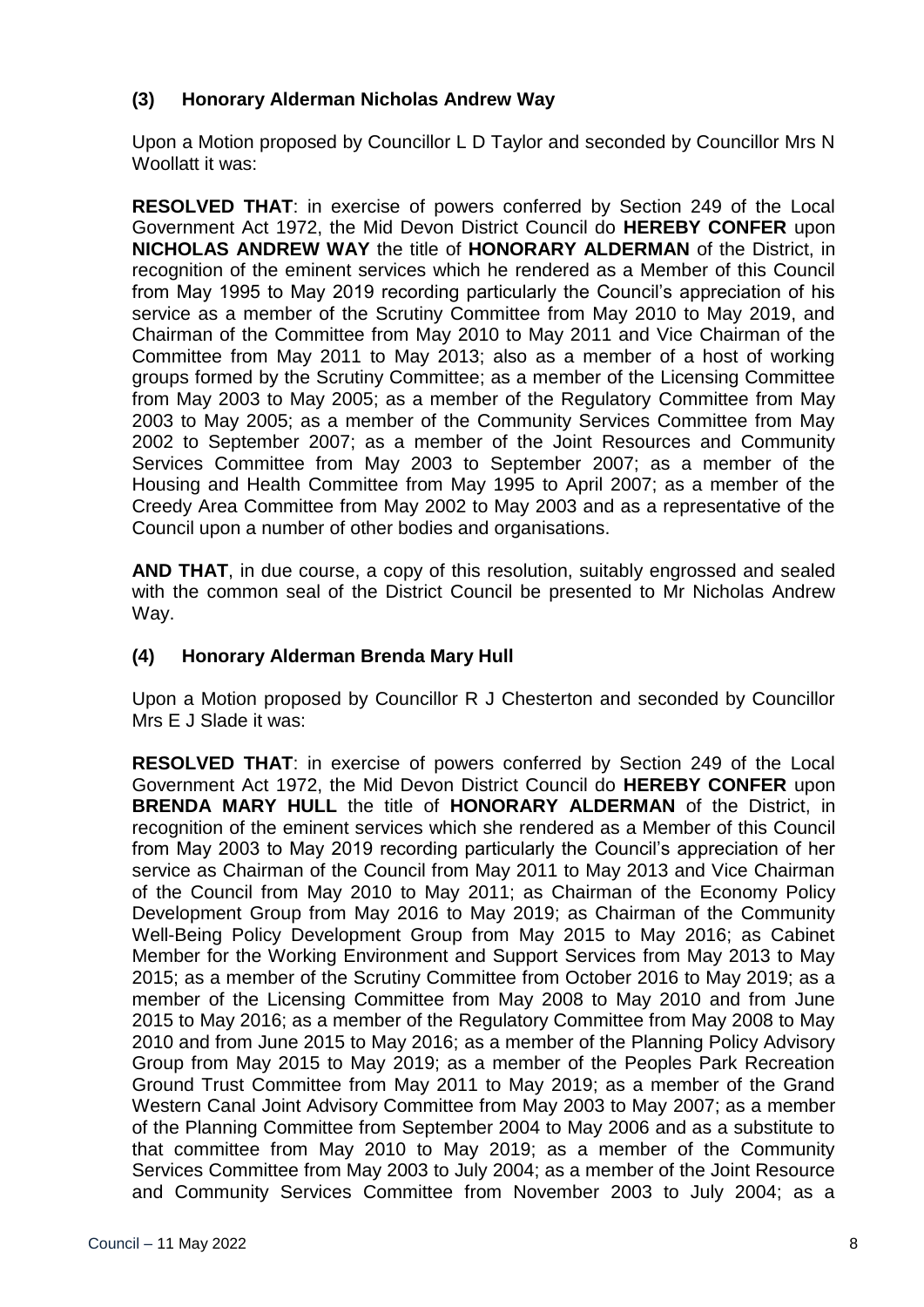### (3) Honorary Alderman Nicholas Andrew Way

Upon a Motion proposed by Councillor L D Taylor and seconded by Councillor Mrs N Woollatt it was:

**RESOLVED THAT**: in exercise of powers conferred by Section 249 of the Local Government Act 1972, the Mid Devon District Council do **HEREBY CONFER** upon **NICHOLAS ANDREW WAY** the title of **HONORARY ALDERMAN** of the District, in recognition of the eminent services which he rendered as a Member of this Council from May 1995 to May 2019 recording particularly the Council's appreciation of his service as a member of the Scrutiny Committee from May 2010 to May 2019, and Chairman of the Committee from May 2010 to May 2011 and Vice Chairman of the Committee from May 2011 to May 2013; also as a member of a host of working groups formed by the Scrutiny Committee; as a member of the Licensing Committee from May 2003 to May 2005; as a member of the Regulatory Committee from May 2003 to May 2005; as a member of the Community Services Committee from May 2002 to September 2007; as a member of the Joint Resources and Community Services Committee from May 2003 to September 2007; as a member of the Housing and Health Committee from May 1995 to April 2007; as a member of the Creedy Area Committee from May 2002 to May 2003 and as a representative of the Council upon a number of other bodies and organisations.

**AND THAT**, in due course, a copy of this resolution, suitably engrossed and sealed with the common seal of the District Council be presented to Mr Nicholas Andrew Way.

### (4) Honorary Alderman Brenda Mary Hull

Upon a Motion proposed by Councillor R J Chesterton and seconded by Councillor Mrs E J Slade it was:

**RESOLVED THAT**: in exercise of powers conferred by Section 249 of the Local Government Act 1972, the Mid Devon District Council do **HEREBY CONFER** upon **BRENDA MARY HULL** the title of **HONORARY ALDERMAN** of the District, in recognition of the eminent services which she rendered as a Member of this Council from May 2003 to May 2019 recording particularly the Council's appreciation of her service as Chairman of the Council from May 2011 to May 2013 and Vice Chairman of the Council from May 2010 to May 2011; as Chairman of the Economy Policy Development Group from May 2016 to May 2019; as Chairman of the Community Well-Being Policy Development Group from May 2015 to May 2016; as Cabinet Member for the Working Environment and Support Services from May 2013 to May 2015; as a member of the Scrutiny Committee from October 2016 to May 2019; as a member of the Licensing Committee from May 2008 to May 2010 and from June 2015 to May 2016; as a member of the Regulatory Committee from May 2008 to May 2010 and from June 2015 to May 2016; as a member of the Planning Policy Advisory Group from May 2015 to May 2019; as a member of the Peoples Park Recreation Ground Trust Committee from May 2011 to May 2019; as a member of the Grand Western Canal Joint Advisory Committee from May 2003 to May 2007; as a member of the Planning Committee from September 2004 to May 2006 and as a substitute to that committee from May 2010 to May 2019; as a member of the Community Services Committee from May 2003 to July 2004; as a member of the Joint Resource and Community Services Committee from November 2003 to July 2004; as a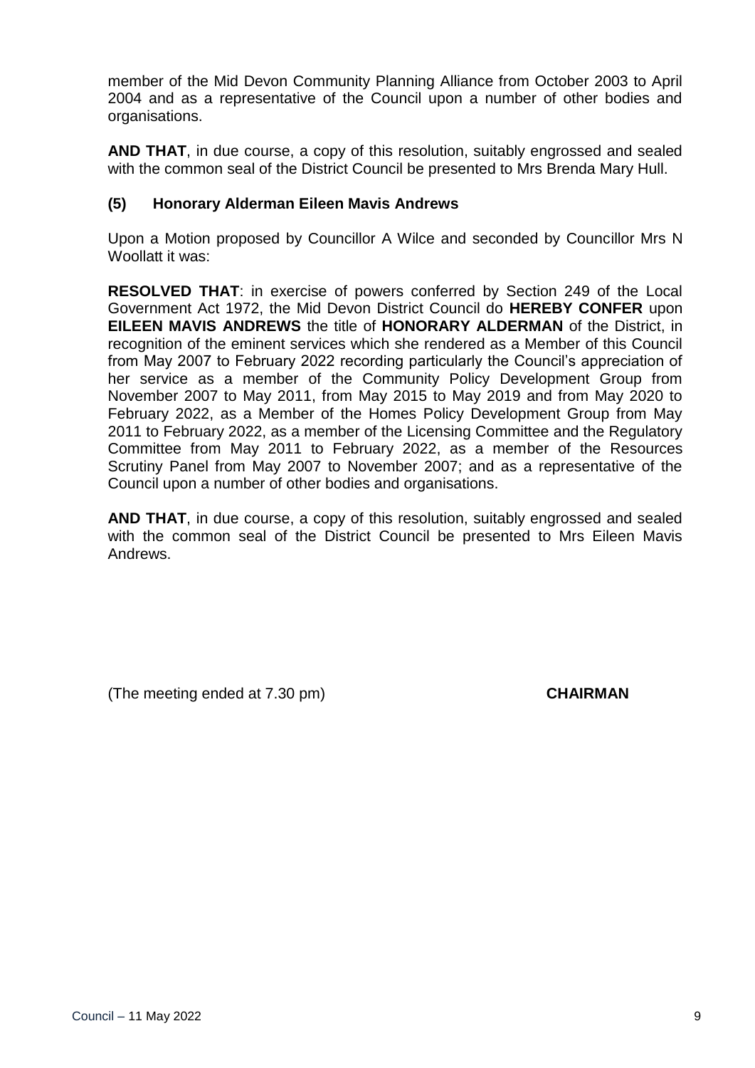member of the Mid Devon Community Planning Alliance from October 2003 to April 2004 and as a representative of the Council upon a number of other bodies and organisations.

**AND THAT**, in due course, a copy of this resolution, suitably engrossed and sealed with the common seal of the District Council be presented to Mrs Brenda Mary Hull.

### (5) Honorary Alderman Eileen Mavis Andrews

Upon a Motion proposed by Councillor A Wilce and seconded by Councillor Mrs N Woollatt it was:

**RESOLVED THAT**: in exercise of powers conferred by Section 249 of the Local Government Act 1972, the Mid Devon District Council do **HEREBY CONFER** upon **EILEEN MAVIS ANDREWS** the title of **HONORARY ALDERMAN** of the District, in recognition of the eminent services which she rendered as a Member of this Council from May 2007 to February 2022 recording particularly the Council's appreciation of her service as a member of the Community Policy Development Group from November 2007 to May 2011, from May 2015 to May 2019 and from May 2020 to February 2022, as a Member of the Homes Policy Development Group from May 2011 to February 2022, as a member of the Licensing Committee and the Regulatory Committee from May 2011 to February 2022, as a member of the Resources Scrutiny Panel from May 2007 to November 2007; and as a representative of the Council upon a number of other bodies and organisations.

**AND THAT**, in due course, a copy of this resolution, suitably engrossed and sealed with the common seal of the District Council be presented to Mrs Eileen Mavis Andrews.

(The meeting ended at 7.30 pm) **CHAIRMAN**